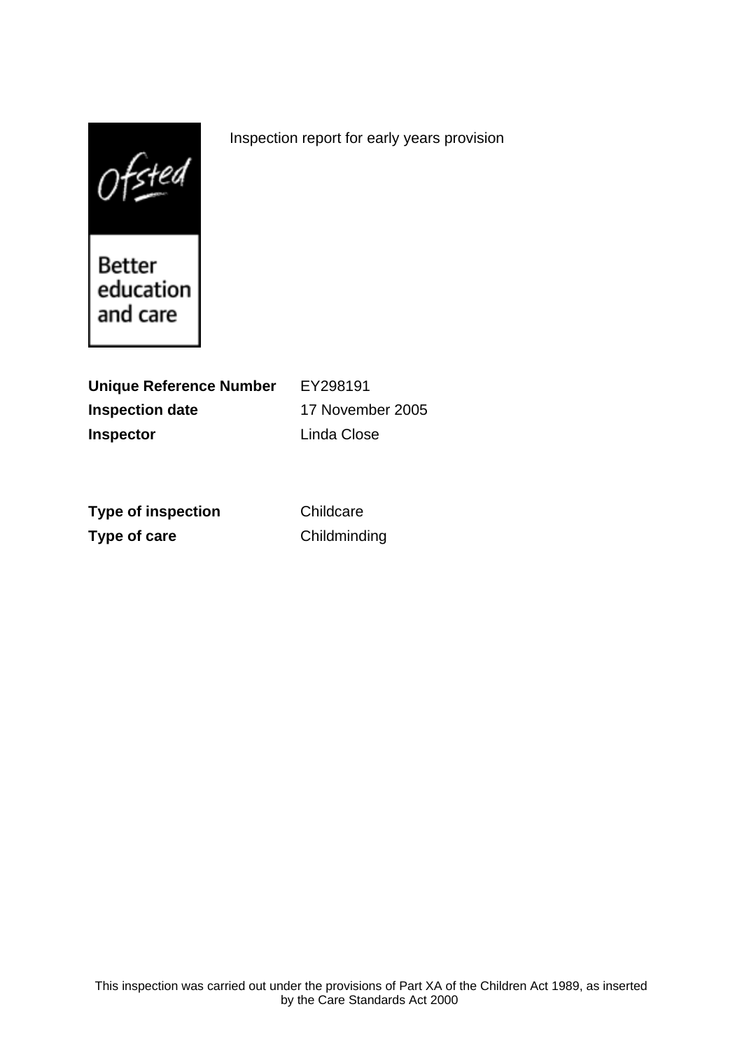Ofsted

Better education and care

Inspection report for early years provision

**Unique Reference Number** EY298191

**Inspection date** 17 November 2005

**Inspector** Linda Close

**Type of inspection** Childcare

**Type of care** Childminding

This inspection was carried out under the provisions of Part XA of the Children Act 1989, as inserted by the Care Standards Act 2000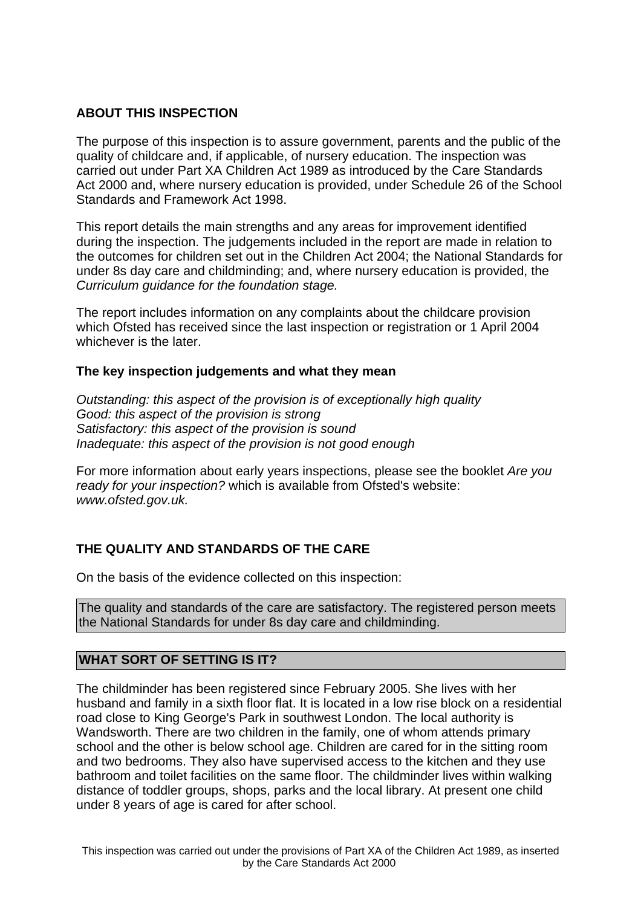## ABOUT THIS INSPECTION

The purpose of this inspection is to assure government, parents and the public of the quality of childcare and, if applicable, of nursery education. The inspection was carried out under Part XA Children Act 1989 as introduced by the Care Standards Act 2000 and, where nursery education is provided, under Schedule 26 of the School Standards and Framework Act 1998.

This report details the main strengths and any areas for improvement identified during the inspection. The judgements included in the report are made in relation to the outcomes for children set out in the Children Act 2004; the National Standards for under 8s day care and childminding; and, where nursery education is provided, the *Curriculum guidance for the foundation stage.*

The report includes information on any complaints about the childcare provision which Ofsted has received since the last inspection or registration or 1 April 2004 whichever is the later.

### The key inspection judgements and what they mean

*Outstanding: this aspect of the provision is of exceptionally high quality*
*Good: this aspect of the provision is strong*
*Satisfactory: this aspect of the provision is sound*
*Inadequate: this aspect of the provision is not good enough*

For more information about early years inspections, please see the booklet *Are you ready for your inspection?* which is available from Ofsted's website: *www.ofsted.gov.uk.*

## THE QUALITY AND STANDARDS OF THE CARE

On the basis of the evidence collected on this inspection:

The quality and standards of the care are satisfactory. The registered person meets the National Standards for under 8s day care and childminding.

## WHAT SORT OF SETTING IS IT?

The childminder has been registered since February 2005. She lives with her husband and family in a sixth floor flat. It is located in a low rise block on a residential road close to King George's Park in southwest London. The local authority is Wandsworth. There are two children in the family, one of whom attends primary school and the other is below school age. Children are cared for in the sitting room and two bedrooms. They also have supervised access to the kitchen and they use bathroom and toilet facilities on the same floor. The childminder lives within walking distance of toddler groups, shops, parks and the local library. At present one child under 8 years of age is cared for after school.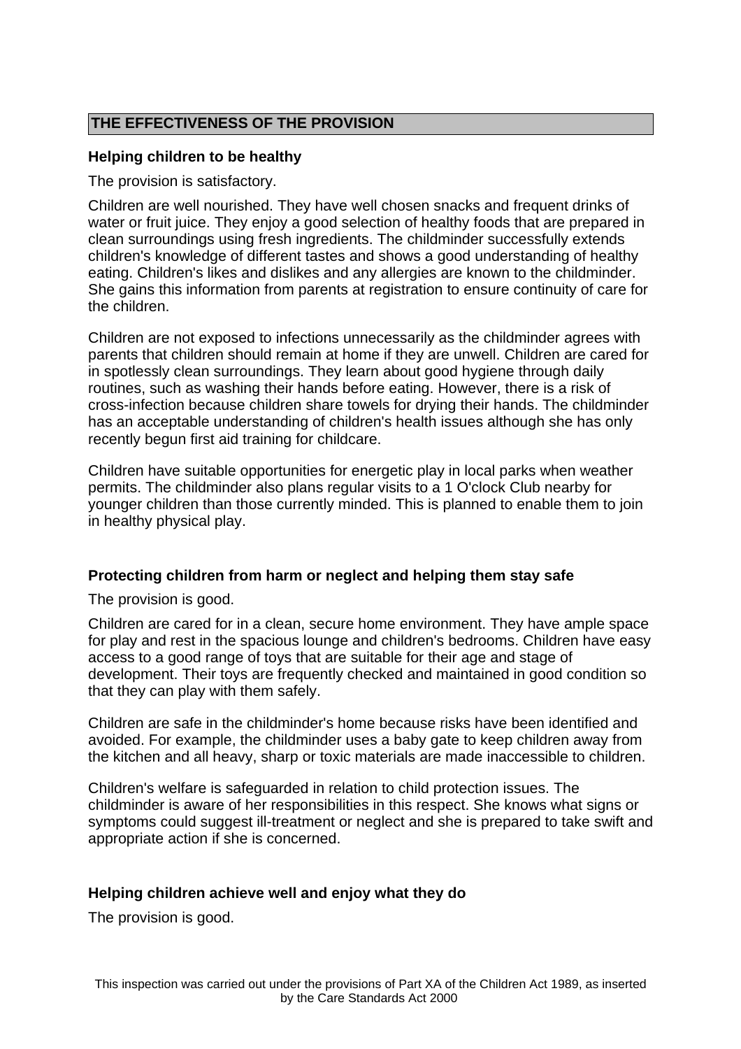## THE EFFECTIVENESS OF THE PROVISION

### Helping children to be healthy

The provision is satisfactory.

Children are well nourished. They have well chosen snacks and frequent drinks of water or fruit juice. They enjoy a good selection of healthy foods that are prepared in clean surroundings using fresh ingredients. The childminder successfully extends children's knowledge of different tastes and shows a good understanding of healthy eating. Children's likes and dislikes and any allergies are known to the childminder. She gains this information from parents at registration to ensure continuity of care for the children.

Children are not exposed to infections unnecessarily as the childminder agrees with parents that children should remain at home if they are unwell. Children are cared for in spotlessly clean surroundings. They learn about good hygiene through daily routines, such as washing their hands before eating. However, there is a risk of cross-infection because children share towels for drying their hands. The childminder has an acceptable understanding of children's health issues although she has only recently begun first aid training for childcare.

Children have suitable opportunities for energetic play in local parks when weather permits. The childminder also plans regular visits to a 1 O'clock Club nearby for younger children than those currently minded. This is planned to enable them to join in healthy physical play.

### Protecting children from harm or neglect and helping them stay safe

The provision is good.

Children are cared for in a clean, secure home environment. They have ample space for play and rest in the spacious lounge and children's bedrooms. Children have easy access to a good range of toys that are suitable for their age and stage of development. Their toys are frequently checked and maintained in good condition so that they can play with them safely.

Children are safe in the childminder's home because risks have been identified and avoided. For example, the childminder uses a baby gate to keep children away from the kitchen and all heavy, sharp or toxic materials are made inaccessible to children.

Children's welfare is safeguarded in relation to child protection issues. The childminder is aware of her responsibilities in this respect. She knows what signs or symptoms could suggest ill-treatment or neglect and she is prepared to take swift and appropriate action if she is concerned.

### Helping children achieve well and enjoy what they do

The provision is good.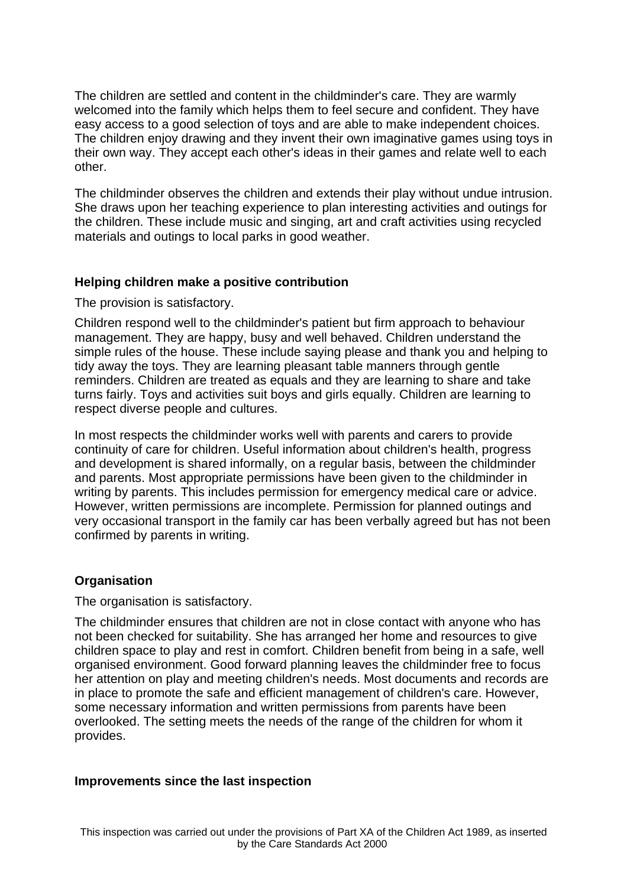The children are settled and content in the childminder's care. They are warmly welcomed into the family which helps them to feel secure and confident. They have easy access to a good selection of toys and are able to make independent choices. The children enjoy drawing and they invent their own imaginative games using toys in their own way. They accept each other's ideas in their games and relate well to each other.

The childminder observes the children and extends their play without undue intrusion. She draws upon her teaching experience to plan interesting activities and outings for the children. These include music and singing, art and craft activities using recycled materials and outings to local parks in good weather.

**Helping children make a positive contribution**

The provision is satisfactory.

Children respond well to the childminder's patient but firm approach to behaviour management. They are happy, busy and well behaved. Children understand the simple rules of the house. These include saying please and thank you and helping to tidy away the toys. They are learning pleasant table manners through gentle reminders. Children are treated as equals and they are learning to share and take turns fairly. Toys and activities suit boys and girls equally. Children are learning to respect diverse people and cultures.

In most respects the childminder works well with parents and carers to provide continuity of care for children. Useful information about children's health, progress and development is shared informally, on a regular basis, between the childminder and parents. Most appropriate permissions have been given to the childminder in writing by parents. This includes permission for emergency medical care or advice. However, written permissions are incomplete. Permission for planned outings and very occasional transport in the family car has been verbally agreed but has not been confirmed by parents in writing.

**Organisation**

The organisation is satisfactory.

The childminder ensures that children are not in close contact with anyone who has not been checked for suitability. She has arranged her home and resources to give children space to play and rest in comfort. Children benefit from being in a safe, well organised environment. Good forward planning leaves the childminder free to focus her attention on play and meeting children's needs. Most documents and records are in place to promote the safe and efficient management of children's care. However, some necessary information and written permissions from parents have been overlooked. The setting meets the needs of the range of the children for whom it provides.

**Improvements since the last inspection**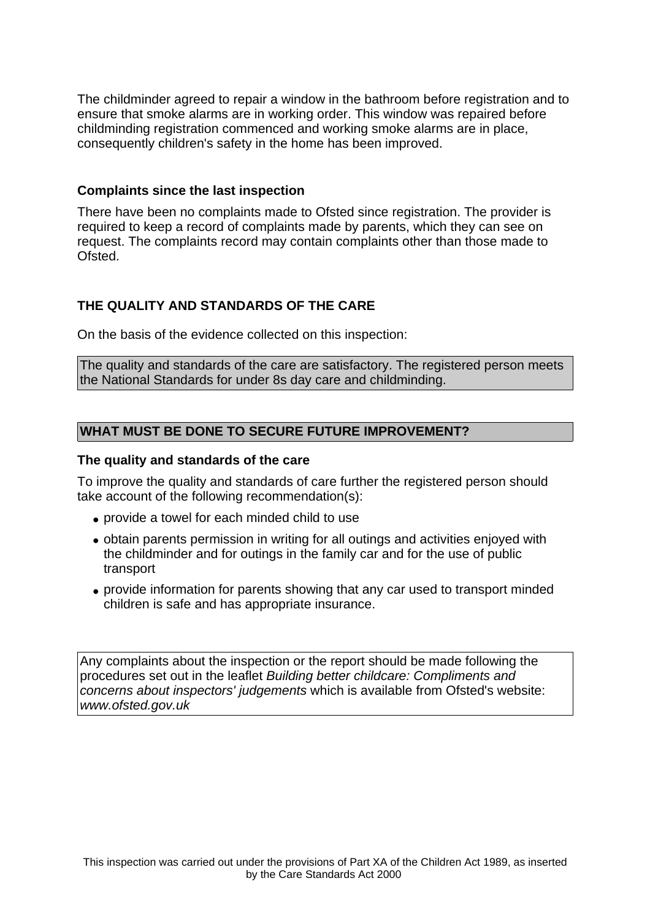The childminder agreed to repair a window in the bathroom before registration and to ensure that smoke alarms are in working order. This window was repaired before childminding registration commenced and working smoke alarms are in place, consequently children's safety in the home has been improved.

### Complaints since the last inspection

There have been no complaints made to Ofsted since registration. The provider is required to keep a record of complaints made by parents, which they can see on request. The complaints record may contain complaints other than those made to Ofsted.

## THE QUALITY AND STANDARDS OF THE CARE

On the basis of the evidence collected on this inspection:

The quality and standards of the care are satisfactory. The registered person meets the National Standards for under 8s day care and childminding.

## WHAT MUST BE DONE TO SECURE FUTURE IMPROVEMENT?

### The quality and standards of the care

To improve the quality and standards of care further the registered person should take account of the following recommendation(s):

- provide a towel for each minded child to use
- obtain parents permission in writing for all outings and activities enjoyed with the childminder and for outings in the family car and for the use of public transport
- provide information for parents showing that any car used to transport minded children is safe and has appropriate insurance.

Any complaints about the inspection or the report should be made following the procedures set out in the leaflet *Building better childcare: Compliments and concerns about inspectors' judgements* which is available from Ofsted's website: *www.ofsted.gov.uk*

This inspection was carried out under the provisions of Part XA of the Children Act 1989, as inserted by the Care Standards Act 2000